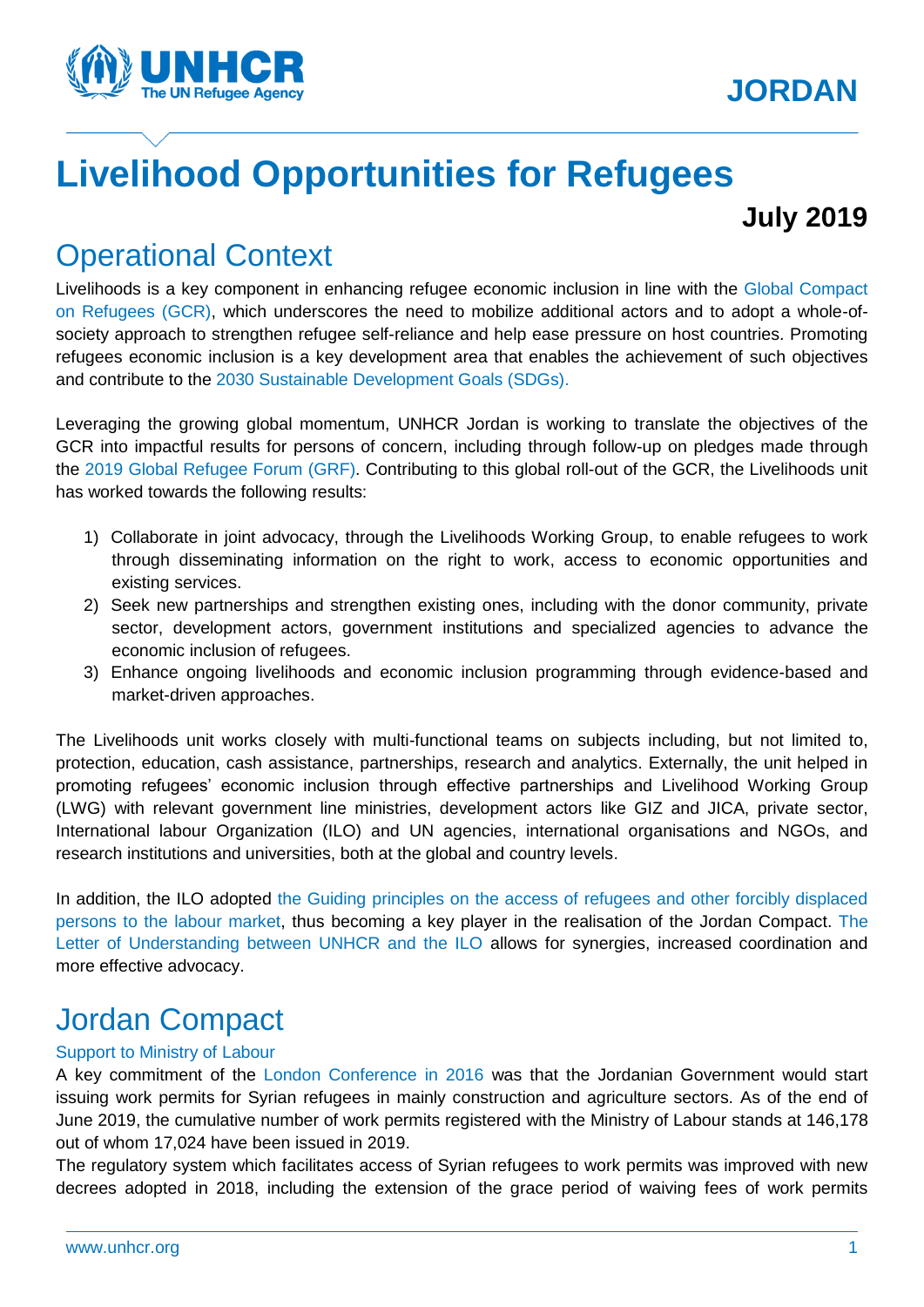JORDAN

# Livelihood Opportunities for Refugees

**July 2019**

## Operational Context

Livelihoods is a key component in enhancing refugee economic inclusion in line with the Global Compact on Refugees (GCR), which underscores the need to mobilize additional actors and to adopt a whole-of-society approach to strengthen refugee self-reliance and help ease pressure on host countries. Promoting refugees economic inclusion is a key development area that enables the achievement of such objectives and contribute to the 2030 Sustainable Development Goals (SDGs).

Leveraging the growing global momentum, UNHCR Jordan is working to translate the objectives of the GCR into impactful results for persons of concern, including through follow-up on pledges made through the 2019 Global Refugee Forum (GRF). Contributing to this global roll-out of the GCR, the Livelihoods unit has worked towards the following results:

1) Collaborate in joint advocacy, through the Livelihoods Working Group, to enable refugees to work through disseminating information on the right to work, access to economic opportunities and existing services.
2) Seek new partnerships and strengthen existing ones, including with the donor community, private sector, development actors, government institutions and specialized agencies to advance the economic inclusion of refugees.
3) Enhance ongoing livelihoods and economic inclusion programming through evidence-based and market-driven approaches.

The Livelihoods unit works closely with multi-functional teams on subjects including, but not limited to, protection, education, cash assistance, partnerships, research and analytics. Externally, the unit helped in promoting refugees' economic inclusion through effective partnerships and Livelihood Working Group (LWG) with relevant government line ministries, development actors like GIZ and JICA, private sector, International labour Organization (ILO) and UN agencies, international organisations and NGOs, and research institutions and universities, both at the global and country levels.

In addition, the ILO adopted the Guiding principles on the access of refugees and other forcibly displaced persons to the labour market, thus becoming a key player in the realisation of the Jordan Compact. The Letter of Understanding between UNHCR and the ILO allows for synergies, increased coordination and more effective advocacy.

## Jordan Compact

### Support to Ministry of Labour

A key commitment of the London Conference in 2016 was that the Jordanian Government would start issuing work permits for Syrian refugees in mainly construction and agriculture sectors. As of the end of June 2019, the cumulative number of work permits registered with the Ministry of Labour stands at 146,178 out of whom 17,024 have been issued in 2019.

The regulatory system which facilitates access of Syrian refugees to work permits was improved with new decrees adopted in 2018, including the extension of the grace period of waiving fees of work permits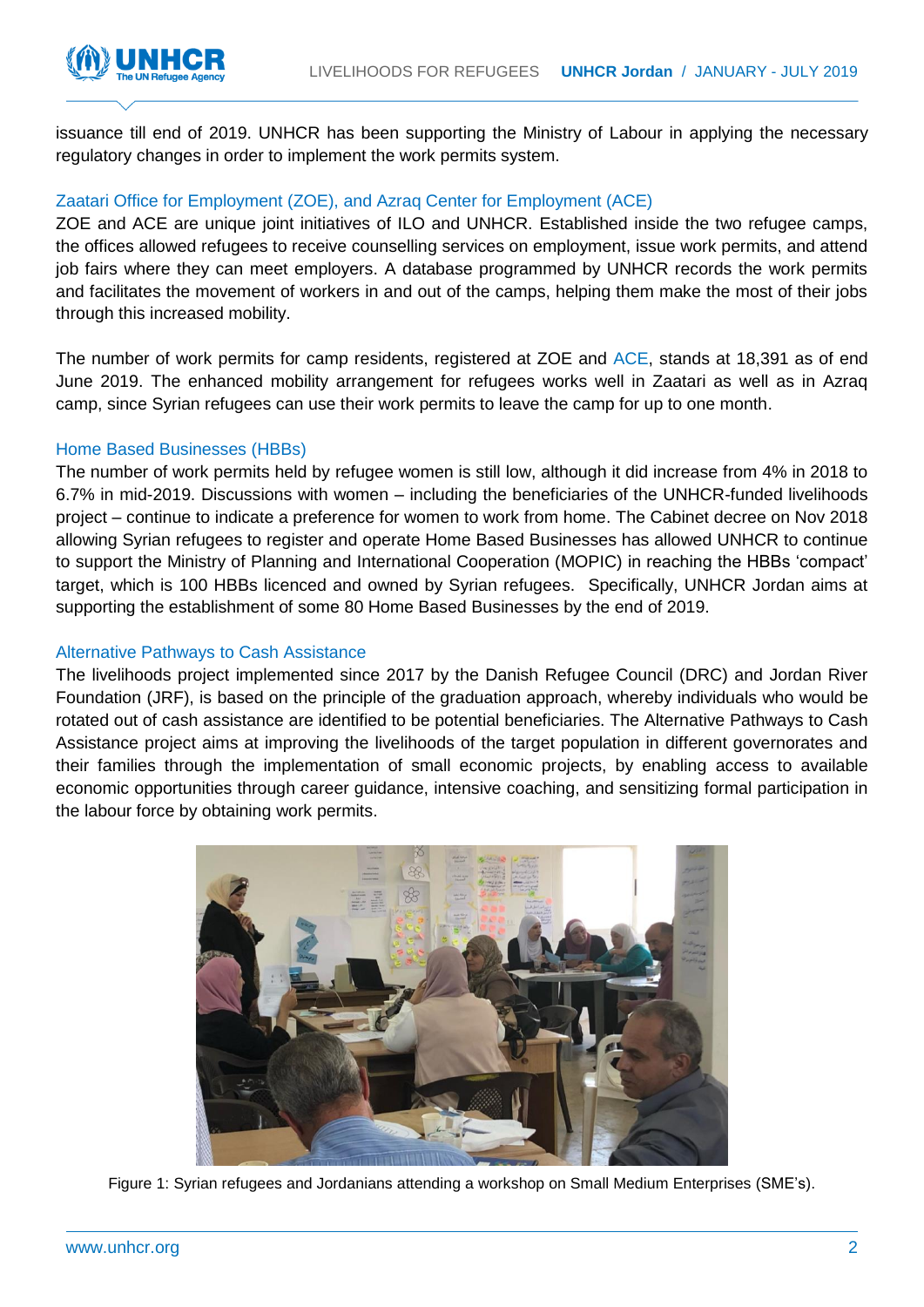issuance till end of 2019. UNHCR has been supporting the Ministry of Labour in applying the necessary regulatory changes in order to implement the work permits system.

### Zaatari Office for Employment (ZOE), and Azraq Center for Employment (ACE)

ZOE and ACE are unique joint initiatives of ILO and UNHCR. Established inside the two refugee camps, the offices allowed refugees to receive counselling services on employment, issue work permits, and attend job fairs where they can meet employers. A database programmed by UNHCR records the work permits and facilitates the movement of workers in and out of the camps, helping them make the most of their jobs through this increased mobility.

The number of work permits for camp residents, registered at ZOE and ACE, stands at 18,391 as of end June 2019. The enhanced mobility arrangement for refugees works well in Zaatari as well as in Azraq camp, since Syrian refugees can use their work permits to leave the camp for up to one month.

### Home Based Businesses (HBBs)

The number of work permits held by refugee women is still low, although it did increase from 4% in 2018 to 6.7% in mid-2019. Discussions with women – including the beneficiaries of the UNHCR-funded livelihoods project – continue to indicate a preference for women to work from home. The Cabinet decree on Nov 2018 allowing Syrian refugees to register and operate Home Based Businesses has allowed UNHCR to continue to support the Ministry of Planning and International Cooperation (MOPIC) in reaching the HBBs 'compact' target, which is 100 HBBs licenced and owned by Syrian refugees. Specifically, UNHCR Jordan aims at supporting the establishment of some 80 Home Based Businesses by the end of 2019.

### Alternative Pathways to Cash Assistance

The livelihoods project implemented since 2017 by the Danish Refugee Council (DRC) and Jordan River Foundation (JRF), is based on the principle of the graduation approach, whereby individuals who would be rotated out of cash assistance are identified to be potential beneficiaries. The Alternative Pathways to Cash Assistance project aims at improving the livelihoods of the target population in different governorates and their families through the implementation of small economic projects, by enabling access to available economic opportunities through career guidance, intensive coaching, and sensitizing formal participation in the labour force by obtaining work permits.

Figure 1: Syrian refugees and Jordanians attending a workshop on Small Medium Enterprises (SME's).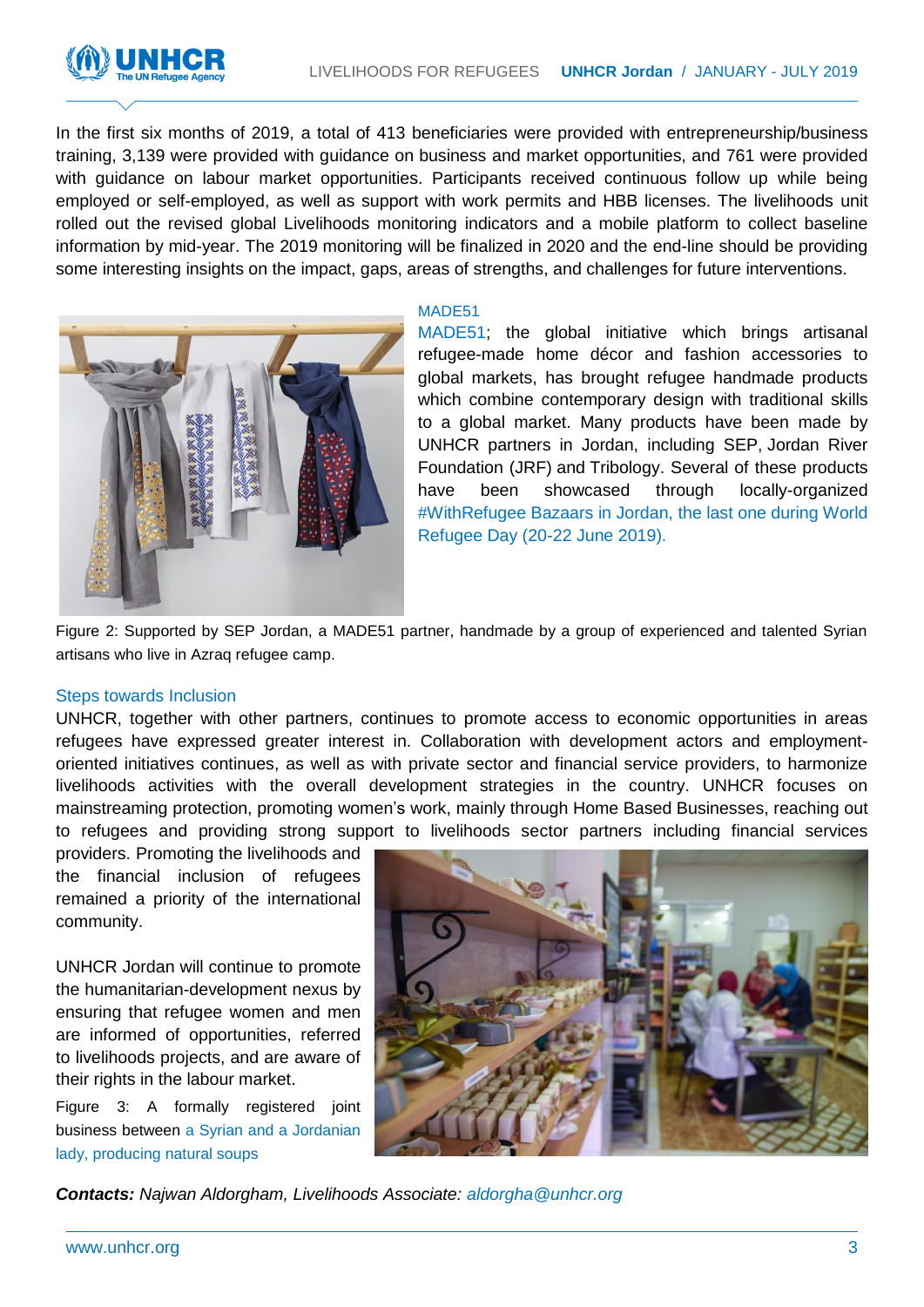In the first six months of 2019, a total of 413 beneficiaries were provided with entrepreneurship/business training, 3,139 were provided with guidance on business and market opportunities, and 761 were provided with guidance on labour market opportunities. Participants received continuous follow up while being employed or self-employed, as well as support with work permits and HBB licenses. The livelihoods unit rolled out the revised global Livelihoods monitoring indicators and a mobile platform to collect baseline information by mid-year. The 2019 monitoring will be finalized in 2020 and the end-line should be providing some interesting insights on the impact, gaps, areas of strengths, and challenges for future interventions.

### MADE51

MADE51; the global initiative which brings artisanal refugee-made home décor and fashion accessories to global markets, has brought refugee handmade products which combine contemporary design with traditional skills to a global market. Many products have been made by UNHCR partners in Jordan, including SEP, Jordan River Foundation (JRF) and Tribology. Several of these products have been showcased through locally-organized #WithRefugee Bazaars in Jordan, the last one during World Refugee Day (20-22 June 2019).

Figure 2: Supported by SEP Jordan, a MADE51 partner, handmade by a group of experienced and talented Syrian artisans who live in Azraq refugee camp.

### Steps towards Inclusion

UNHCR, together with other partners, continues to promote access to economic opportunities in areas refugees have expressed greater interest in. Collaboration with development actors and employment-oriented initiatives continues, as well as with private sector and financial service providers, to harmonize livelihoods activities with the overall development strategies in the country. UNHCR focuses on mainstreaming protection, promoting women's work, mainly through Home Based Businesses, reaching out to refugees and providing strong support to livelihoods sector partners including financial services providers. Promoting the livelihoods and the financial inclusion of refugees remained a priority of the international community.

UNHCR Jordan will continue to promote the humanitarian-development nexus by ensuring that refugee women and men are informed of opportunities, referred to livelihoods projects, and are aware of their rights in the labour market.

Figure 3: A formally registered joint business between a Syrian and a Jordanian lady, producing natural soups

***Contacts:*** *Najwan Aldorgham, Livelihoods Associate: aldorgha@unhcr.org*